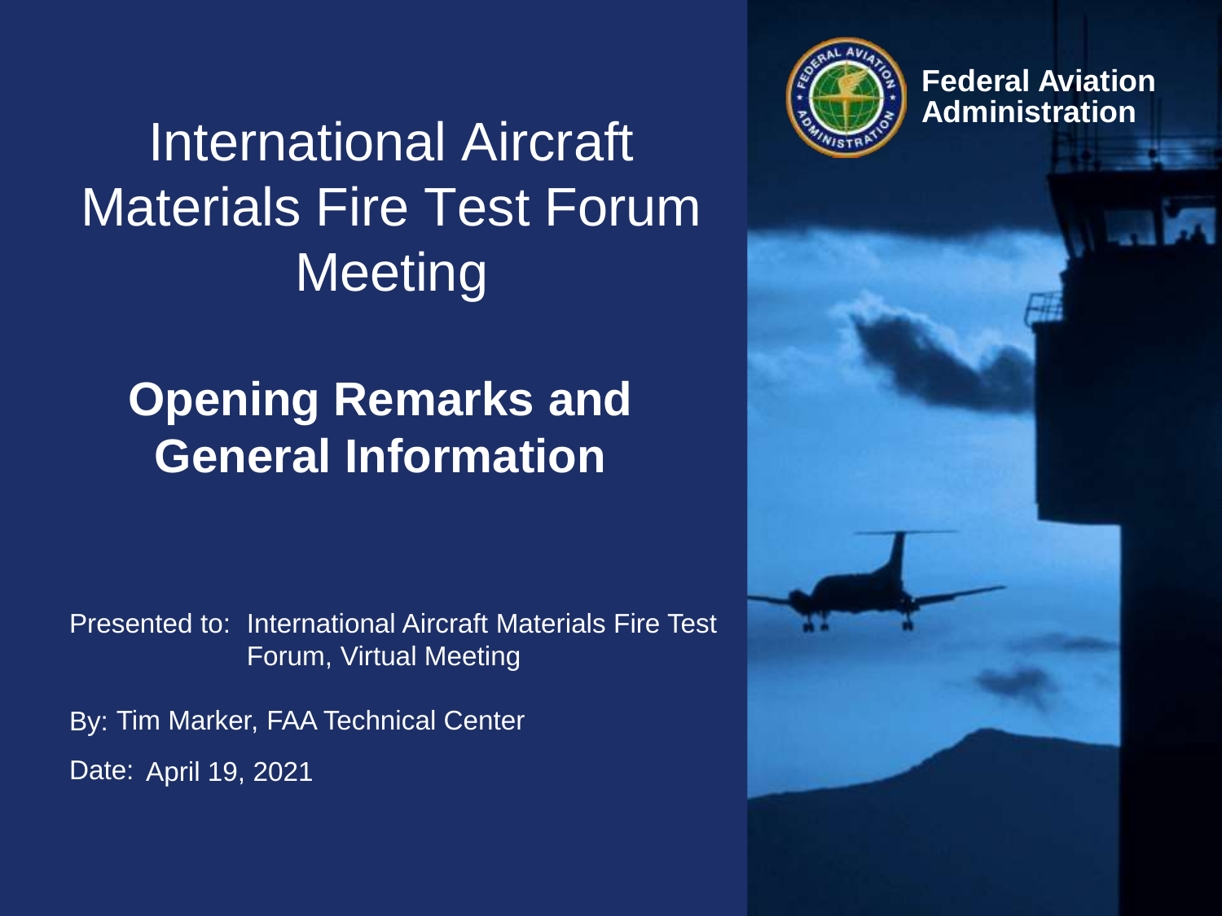# International Aircraft Materials Fire Test Forum Meeting

## Opening Remarks and General Information

Federal Aviation Administration

Presented to: International Aircraft Materials Fire Test Forum, Virtual Meeting

By: Tim Marker, FAA Technical Center

Date: April 19, 2021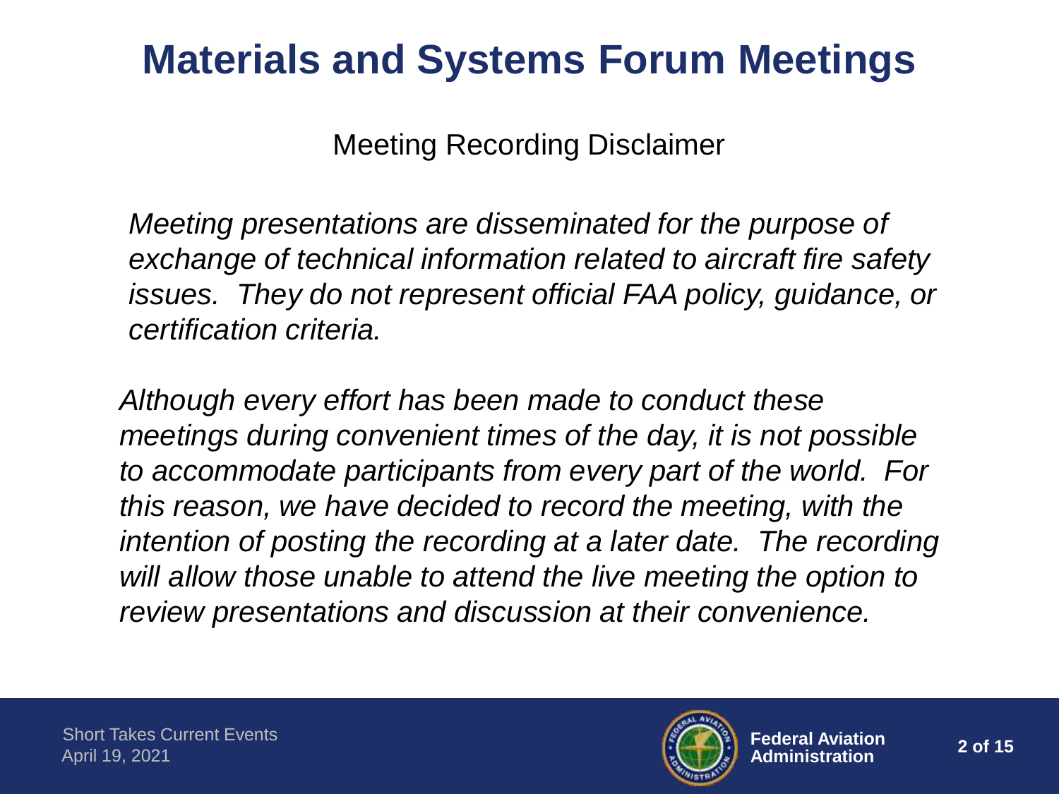# Materials and Systems Forum Meetings

Meeting Recording Disclaimer

*Meeting presentations are disseminated for the purpose of exchange of technical information related to aircraft fire safety issues. They do not represent official FAA policy, guidance, or certification criteria.*

*Although every effort has been made to conduct these meetings during convenient times of the day, it is not possible to accommodate participants from every part of the world. For this reason, we have decided to record the meeting, with the intention of posting the recording at a later date. The recording will allow those unable to attend the live meeting the option to review presentations and discussion at their convenience.*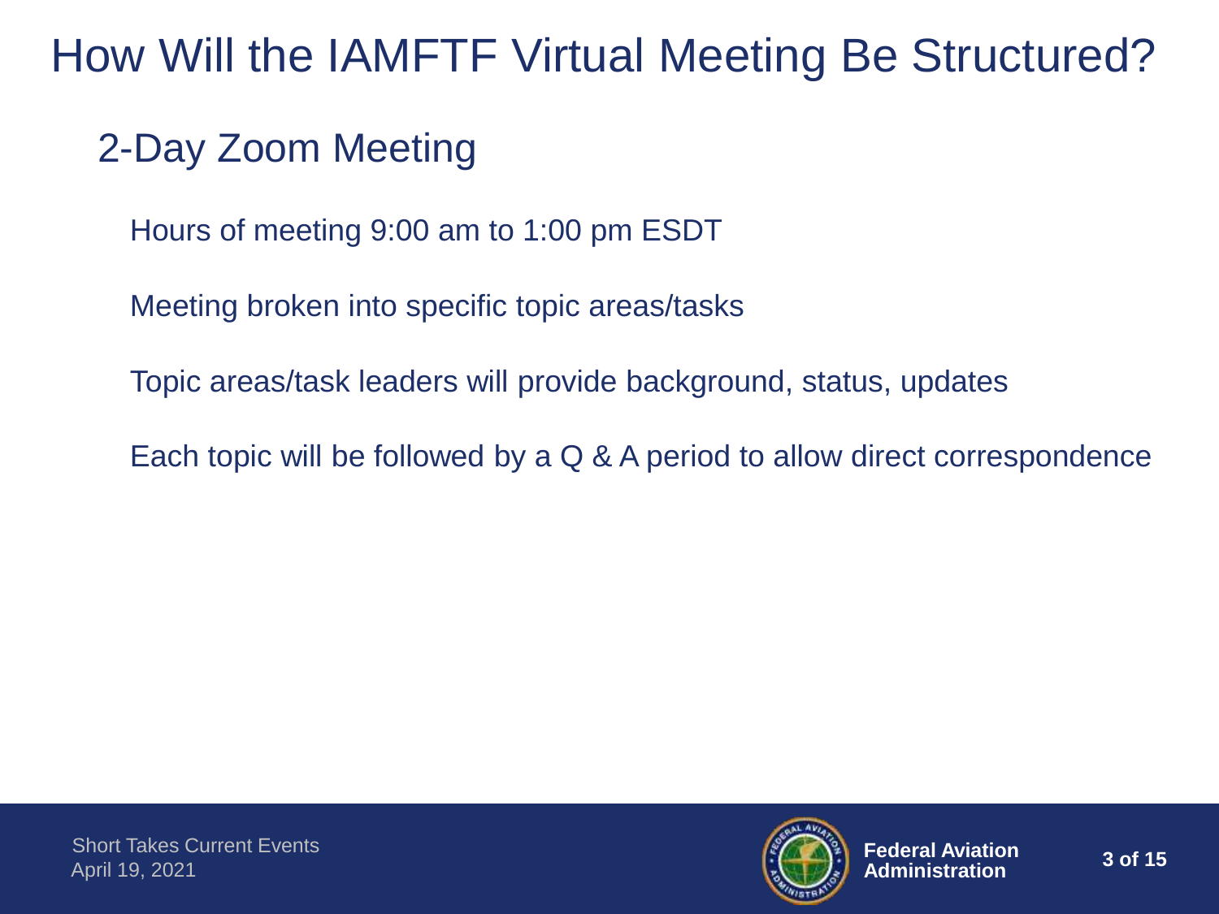# How Will the IAMFTF Virtual Meeting Be Structured?

## 2-Day Zoom Meeting

Hours of meeting 9:00 am to 1:00 pm ESDT

Meeting broken into specific topic areas/tasks

Topic areas/task leaders will provide background, status, updates

Each topic will be followed by a Q & A period to allow direct correspondence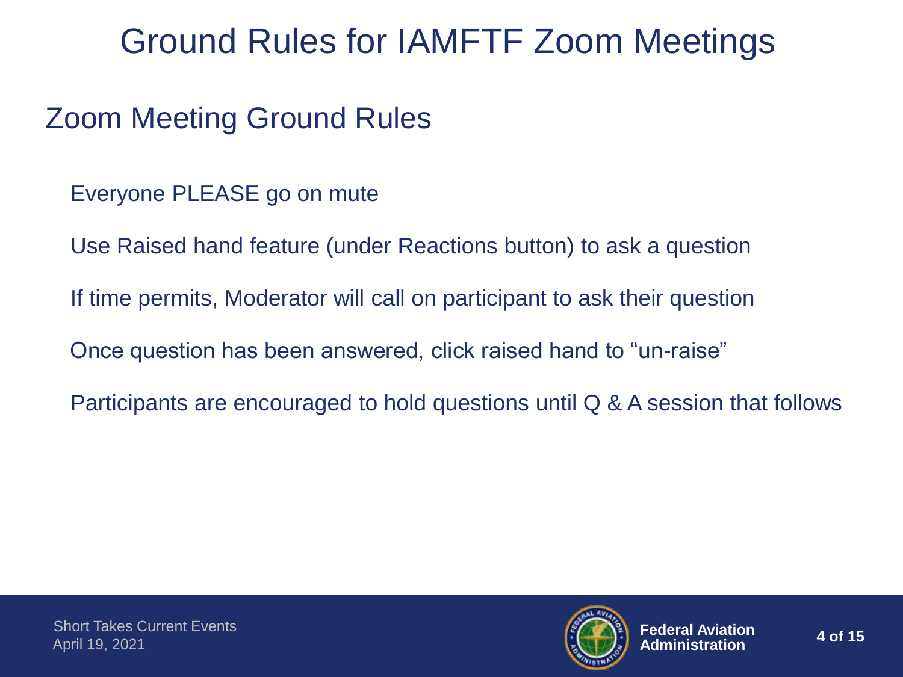# Ground Rules for IAMFTF Zoom Meetings

## Zoom Meeting Ground Rules

Everyone PLEASE go on mute

Use Raised hand feature (under Reactions button) to ask a question

If time permits, Moderator will call on participant to ask their question

Once question has been answered, click raised hand to "un-raise"

Participants are encouraged to hold questions until Q & A session that follows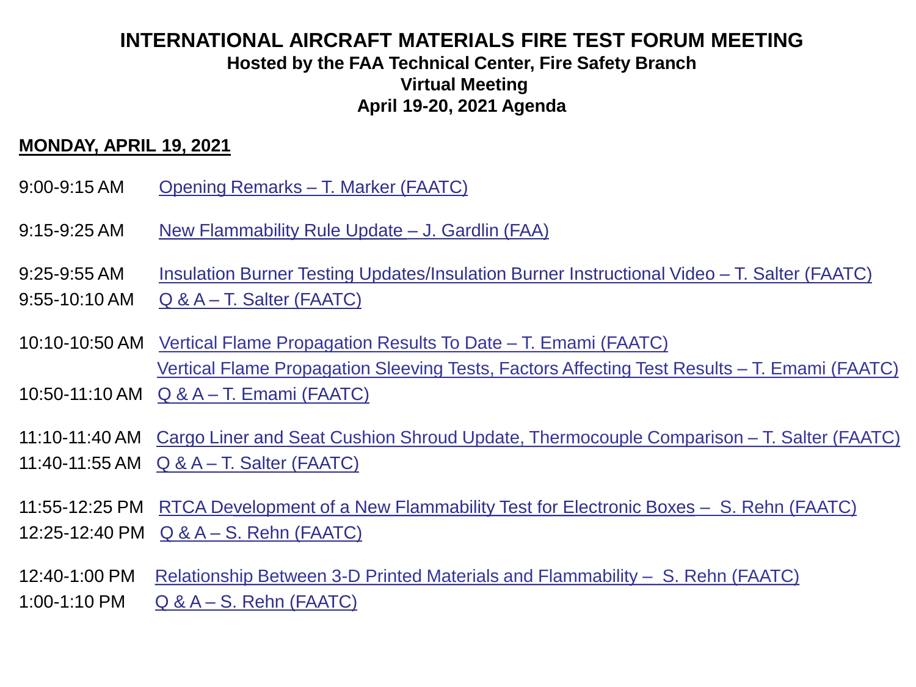# INTERNATIONAL AIRCRAFT MATERIALS FIRE TEST FORUM MEETING

**Hosted by the FAA Technical Center, Fire Safety Branch**

**Virtual Meeting**

**April 19-20, 2021 Agenda**

**MONDAY, APRIL 19, 2021**

| Time | Session |
|---|---|
| 9:00-9:15 AM | Opening Remarks – T. Marker (FAATC) |
| 9:15-9:25 AM | New Flammability Rule Update – J. Gardlin (FAA) |
| 9:25-9:55 AM | Insulation Burner Testing Updates/Insulation Burner Instructional Video – T. Salter (FAATC) |
| 9:55-10:10 AM | Q & A – T. Salter (FAATC) |
| 10:10-10:50 AM | Vertical Flame Propagation Results To Date – T. Emami (FAATC) |
| | Vertical Flame Propagation Sleeving Tests, Factors Affecting Test Results – T. Emami (FAATC) |
| 10:50-11:10 AM | Q & A – T. Emami (FAATC) |
| 11:10-11:40 AM | Cargo Liner and Seat Cushion Shroud Update, Thermocouple Comparison – T. Salter (FAATC) |
| 11:40-11:55 AM | Q & A – T. Salter (FAATC) |
| 11:55-12:25 PM | RTCA Development of a New Flammability Test for Electronic Boxes – S. Rehn (FAATC) |
| 12:25-12:40 PM | Q & A – S. Rehn (FAATC) |
| 12:40-1:00 PM | Relationship Between 3-D Printed Materials and Flammability – S. Rehn (FAATC) |
| 1:00-1:10 PM | Q & A – S. Rehn (FAATC) |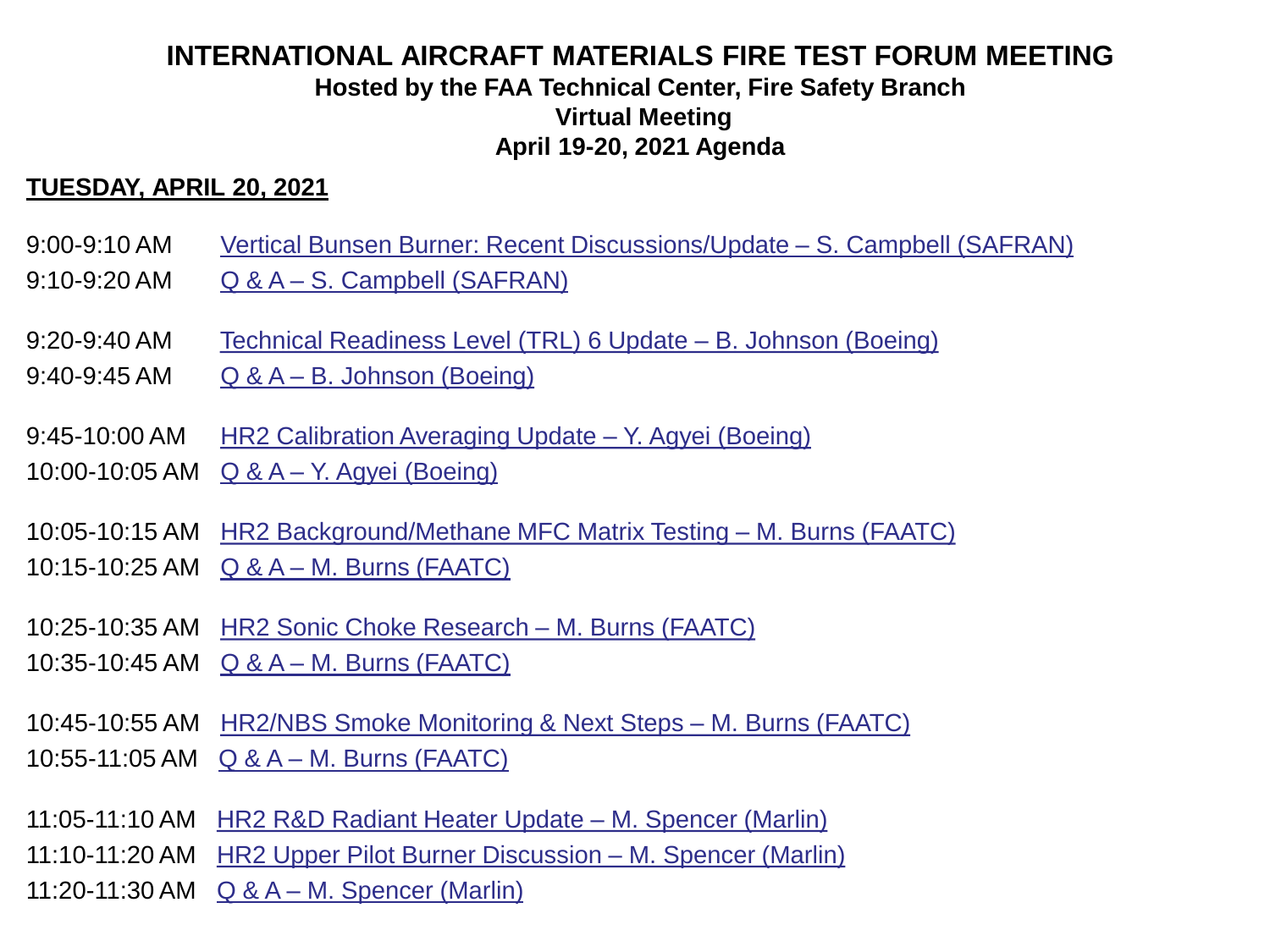# INTERNATIONAL AIRCRAFT MATERIALS FIRE TEST FORUM MEETING

**Hosted by the FAA Technical Center, Fire Safety Branch**

**Virtual Meeting**

**April 19-20, 2021 Agenda**

**TUESDAY, APRIL 20, 2021**

| | |
|---|---|
| 9:00-9:10 AM | Vertical Bunsen Burner: Recent Discussions/Update – S. Campbell (SAFRAN) |
| 9:10-9:20 AM | Q & A – S. Campbell (SAFRAN) |
| 9:20-9:40 AM | Technical Readiness Level (TRL) 6 Update – B. Johnson (Boeing) |
| 9:40-9:45 AM | Q & A – B. Johnson (Boeing) |
| 9:45-10:00 AM | HR2 Calibration Averaging Update – Y. Agyei (Boeing) |
| 10:00-10:05 AM | Q & A – Y. Agyei (Boeing) |
| 10:05-10:15 AM | HR2 Background/Methane MFC Matrix Testing – M. Burns (FAATC) |
| 10:15-10:25 AM | Q & A – M. Burns (FAATC) |
| 10:25-10:35 AM | HR2 Sonic Choke Research – M. Burns (FAATC) |
| 10:35-10:45 AM | Q & A – M. Burns (FAATC) |
| 10:45-10:55 AM | HR2/NBS Smoke Monitoring & Next Steps – M. Burns (FAATC) |
| 10:55-11:05 AM | Q & A – M. Burns (FAATC) |
| 11:05-11:10 AM | HR2 R&D Radiant Heater Update – M. Spencer (Marlin) |
| 11:10-11:20 AM | HR2 Upper Pilot Burner Discussion – M. Spencer (Marlin) |
| 11:20-11:30 AM | Q & A – M. Spencer (Marlin) |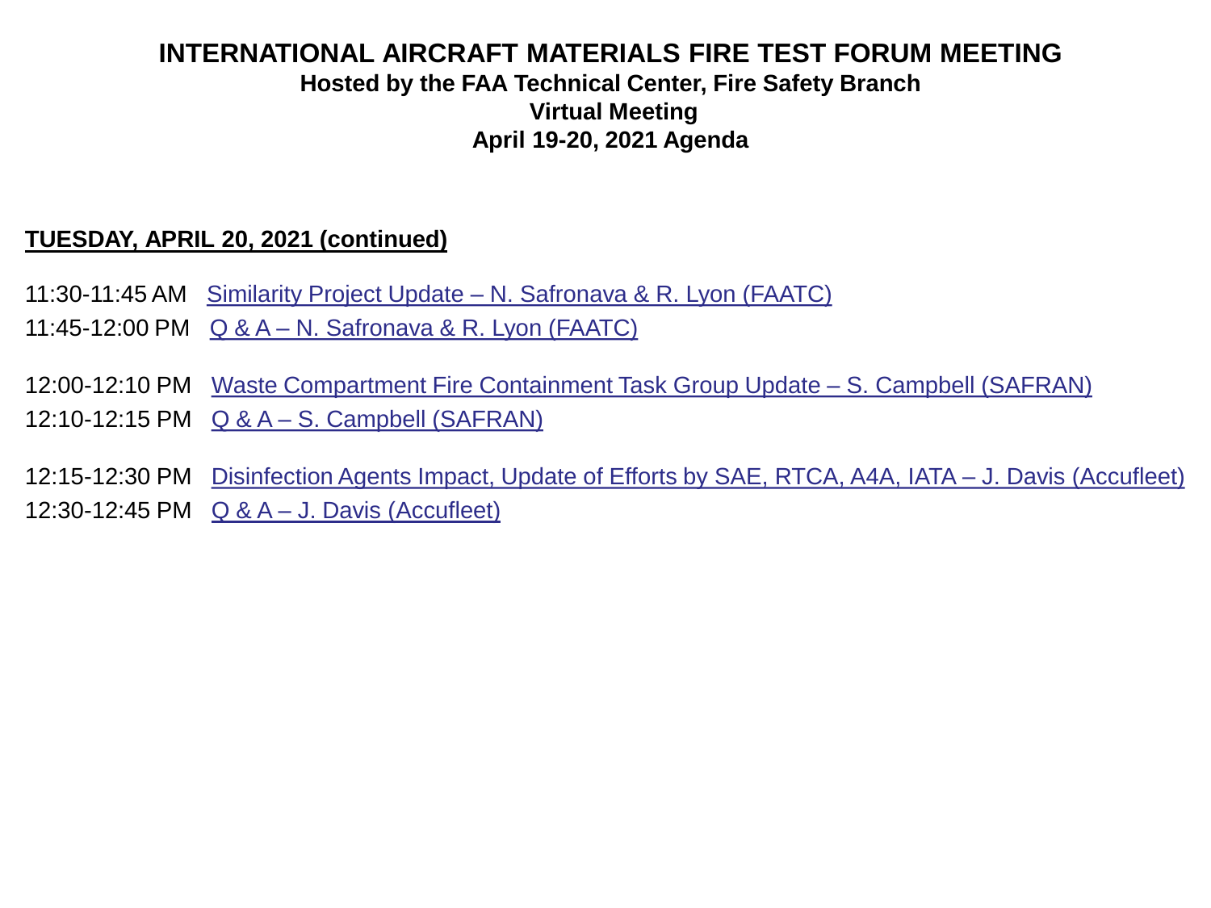# INTERNATIONAL AIRCRAFT MATERIALS FIRE TEST FORUM MEETING

**Hosted by the FAA Technical Center, Fire Safety Branch**

**Virtual Meeting**

**April 19-20, 2021 Agenda**

**TUESDAY, APRIL 20, 2021 (continued)**

11:30-11:45 AM Similarity Project Update – N. Safronava & R. Lyon (FAATC)

11:45-12:00 PM Q & A – N. Safronava & R. Lyon (FAATC)

12:00-12:10 PM Waste Compartment Fire Containment Task Group Update – S. Campbell (SAFRAN)

12:10-12:15 PM Q & A – S. Campbell (SAFRAN)

12:15-12:30 PM Disinfection Agents Impact, Update of Efforts by SAE, RTCA, A4A, IATA – J. Davis (Accufleet)

12:30-12:45 PM Q & A – J. Davis (Accufleet)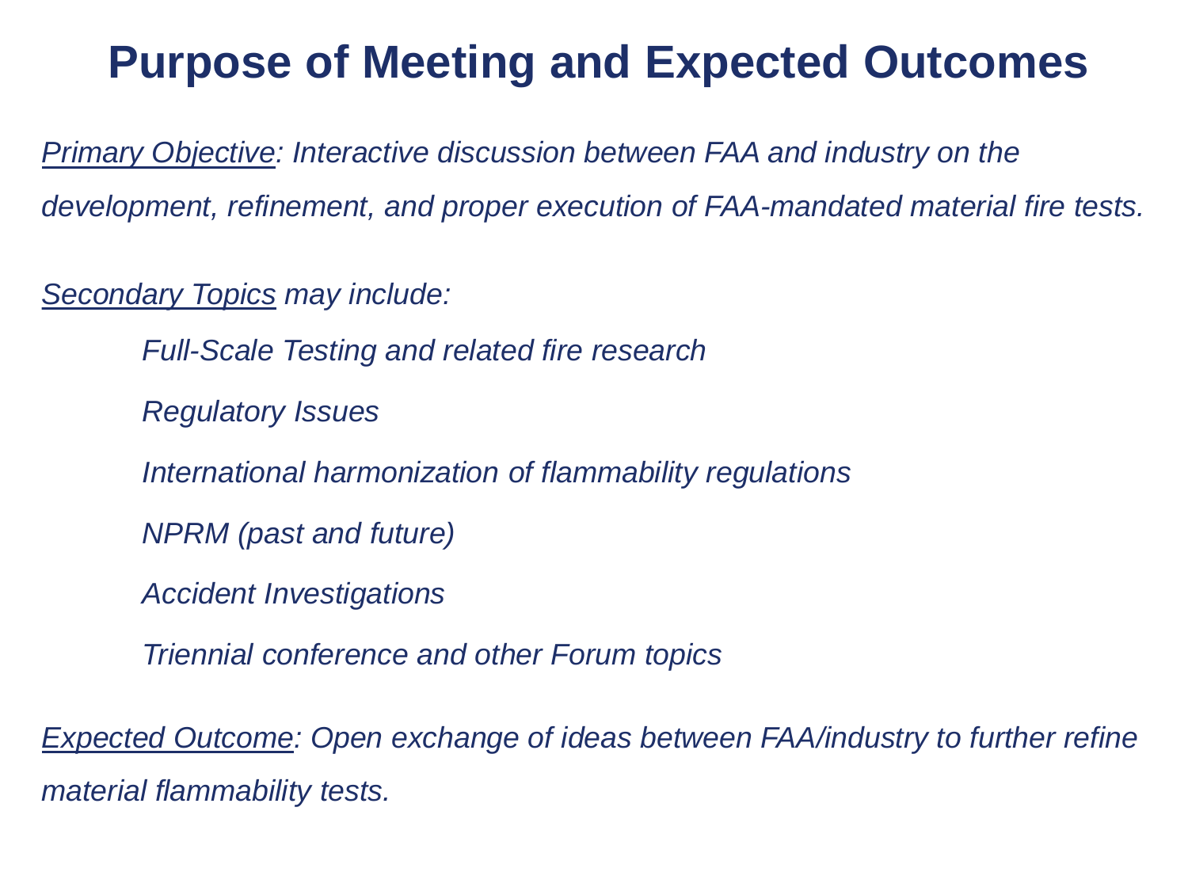# Purpose of Meeting and Expected Outcomes

*Primary Objective: Interactive discussion between FAA and industry on the development, refinement, and proper execution of FAA-mandated material fire tests.*

*Secondary Topics may include:*

- *Full-Scale Testing and related fire research*
- *Regulatory Issues*
- *International harmonization of flammability regulations*
- *NPRM (past and future)*
- *Accident Investigations*
- *Triennial conference and other Forum topics*

*Expected Outcome: Open exchange of ideas between FAA/industry to further refine material flammability tests.*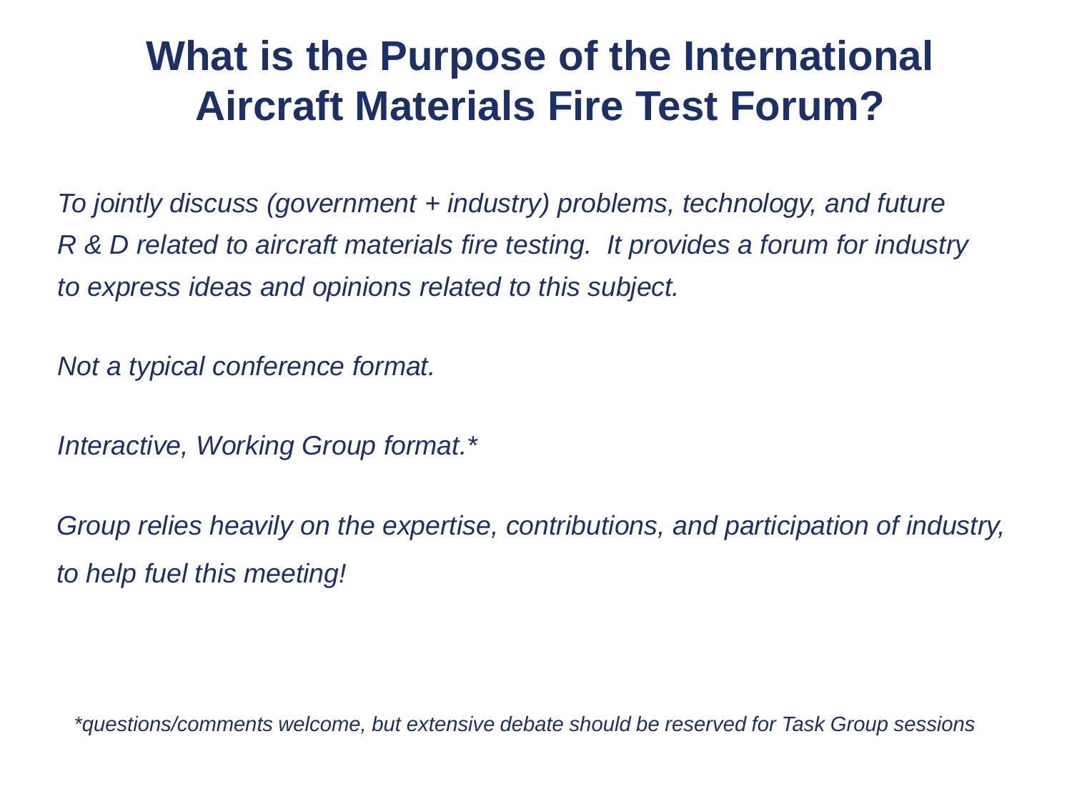# What is the Purpose of the International Aircraft Materials Fire Test Forum?

*To jointly discuss (government + industry) problems, technology, and future R & D related to aircraft materials fire testing. It provides a forum for industry to express ideas and opinions related to this subject.*

*Not a typical conference format.*

*Interactive, Working Group format.**

*Group relies heavily on the expertise, contributions, and participation of industry, to help fuel this meeting!*

*\*questions/comments welcome, but extensive debate should be reserved for Task Group sessions*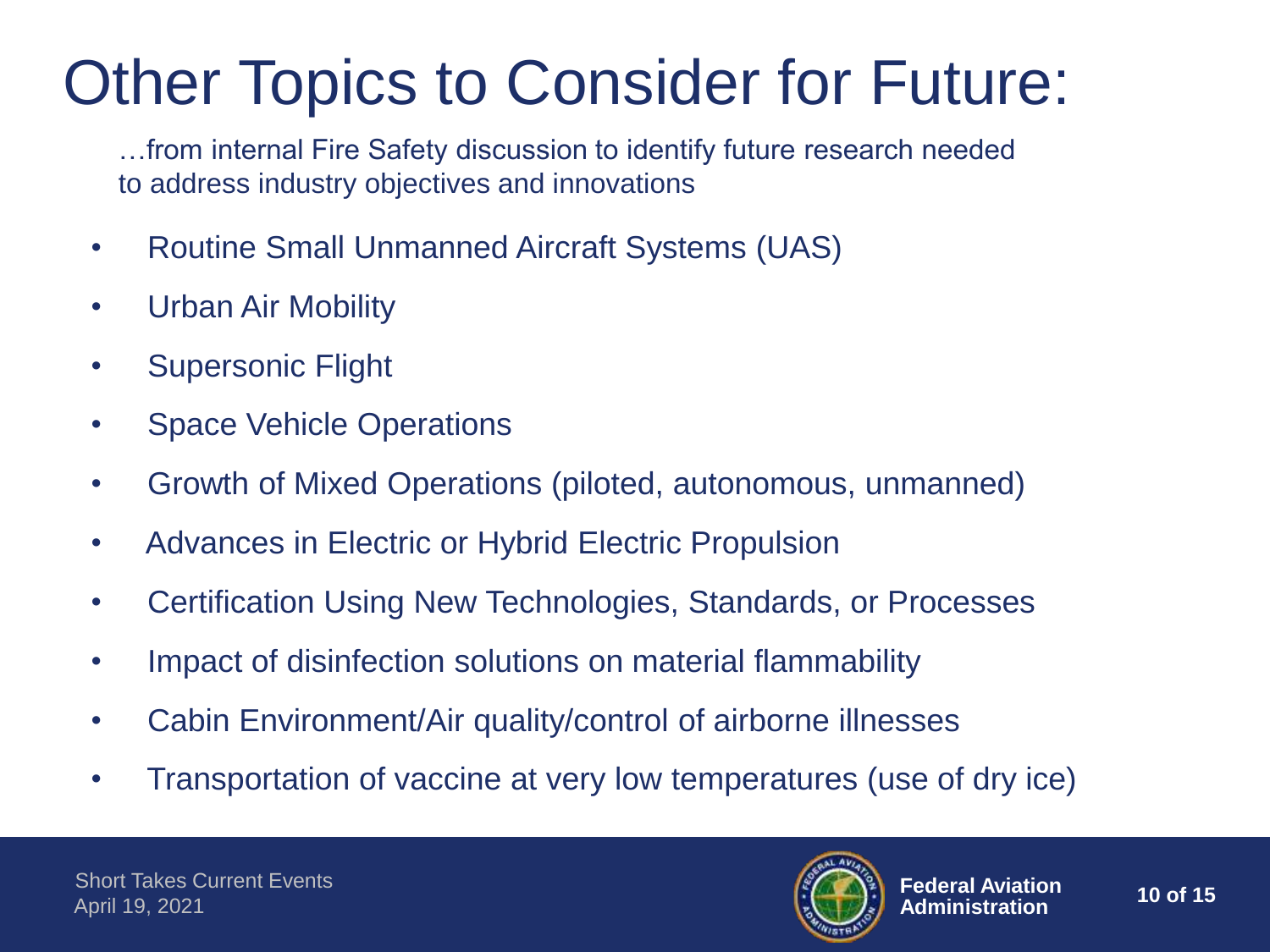# Other Topics to Consider for Future:

…from internal Fire Safety discussion to identify future research needed to address industry objectives and innovations

- Routine Small Unmanned Aircraft Systems (UAS)
- Urban Air Mobility
- Supersonic Flight
- Space Vehicle Operations
- Growth of Mixed Operations (piloted, autonomous, unmanned)
- Advances in Electric or Hybrid Electric Propulsion
- Certification Using New Technologies, Standards, or Processes
- Impact of disinfection solutions on material flammability
- Cabin Environment/Air quality/control of airborne illnesses
- Transportation of vaccine at very low temperatures (use of dry ice)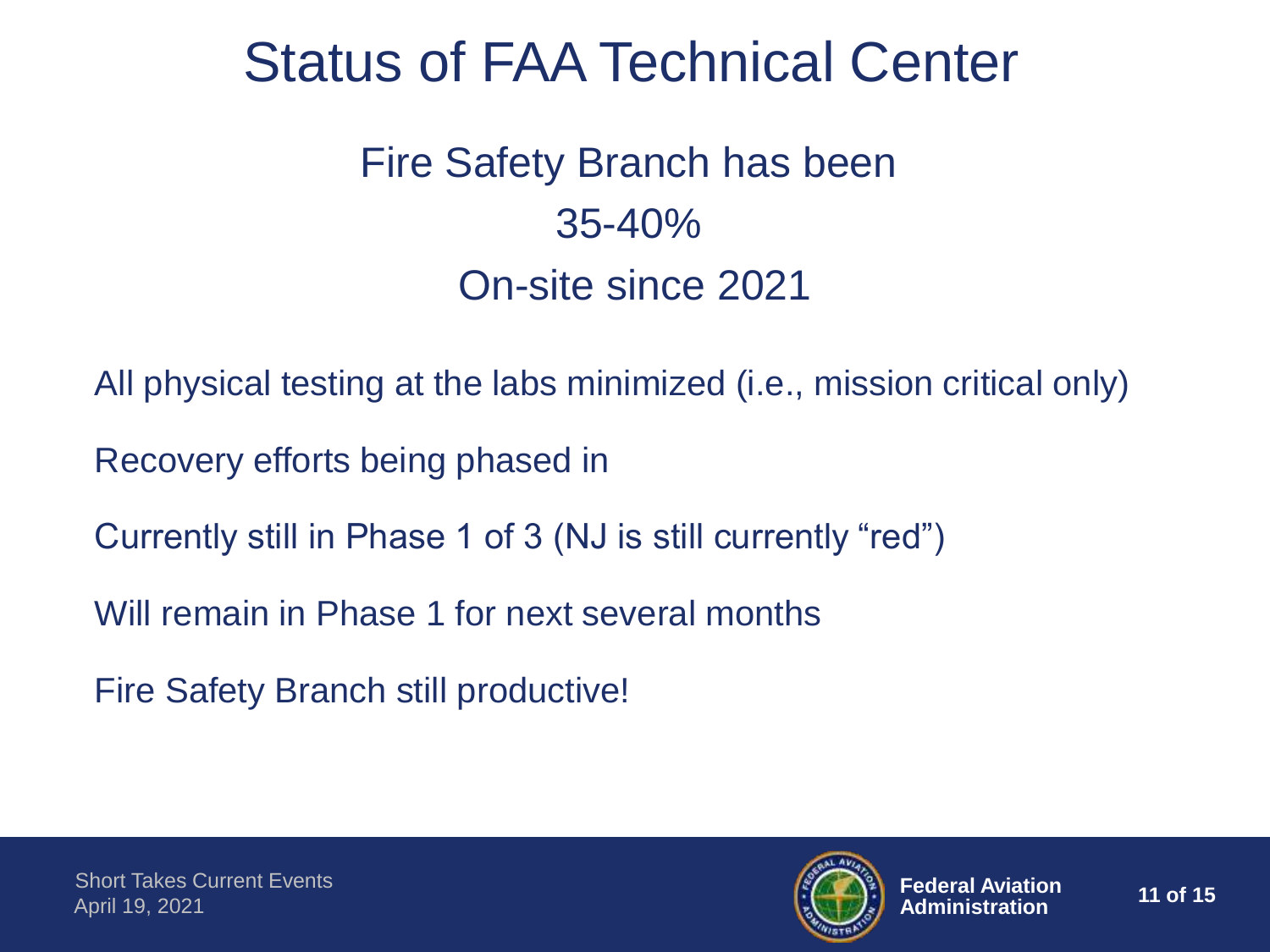# Status of FAA Technical Center

## Fire Safety Branch has been 35-40% On-site since 2021

All physical testing at the labs minimized (i.e., mission critical only)

Recovery efforts being phased in

Currently still in Phase 1 of 3 (NJ is still currently “red”)

Will remain in Phase 1 for next several months

Fire Safety Branch still productive!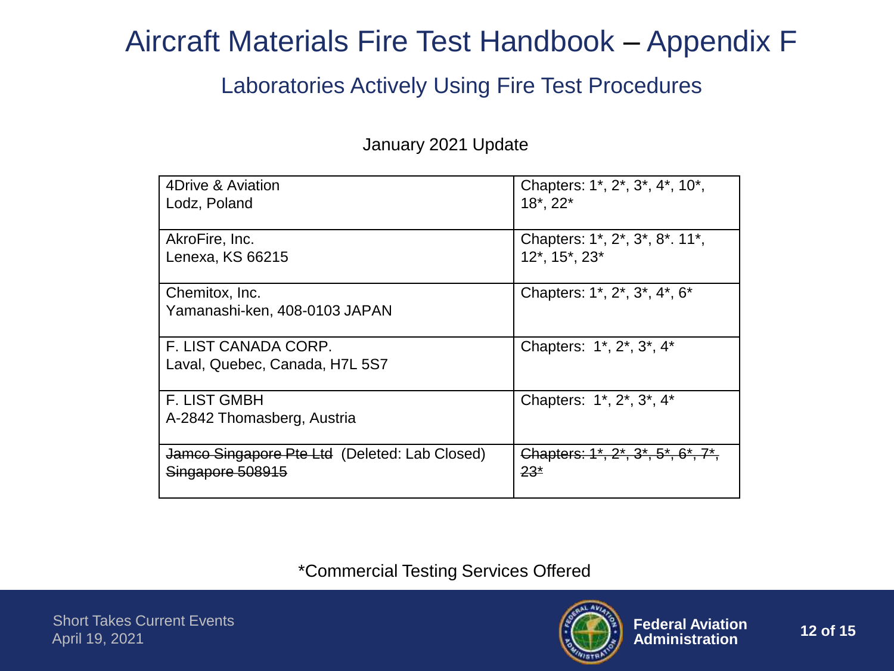# Aircraft Materials Fire Test Handbook – Appendix F

## Laboratories Actively Using Fire Test Procedures

January 2021 Update

| Laboratory | Chapters |
|---|---|
| 4Drive & Aviation<br>Lodz, Poland | Chapters: 1*, 2*, 3*, 4*, 10*, 18*, 22* |
| AkroFire, Inc.<br>Lenexa, KS 66215 | Chapters: 1*, 2*, 3*, 8*. 11*, 12*, 15*, 23* |
| Chemitox, Inc.<br>Yamanashi-ken, 408-0103 JAPAN | Chapters: 1*, 2*, 3*, 4*, 6* |
| F. LIST CANADA CORP.<br>Laval, Quebec, Canada, H7L 5S7 | Chapters: 1*, 2*, 3*, 4* |
| F. LIST GMBH<br>A-2842 Thomasberg, Austria | Chapters: 1*, 2*, 3*, 4* |
| ~~Jamco Singapore Pte Ltd~~ (Deleted: Lab Closed)<br>~~Singapore 508915~~ | ~~Chapters: 1*, 2*, 3*, 5*, 6*, 7*, 23*~~ |

*Commercial Testing Services Offered

Short Takes Current Events
April 19, 2021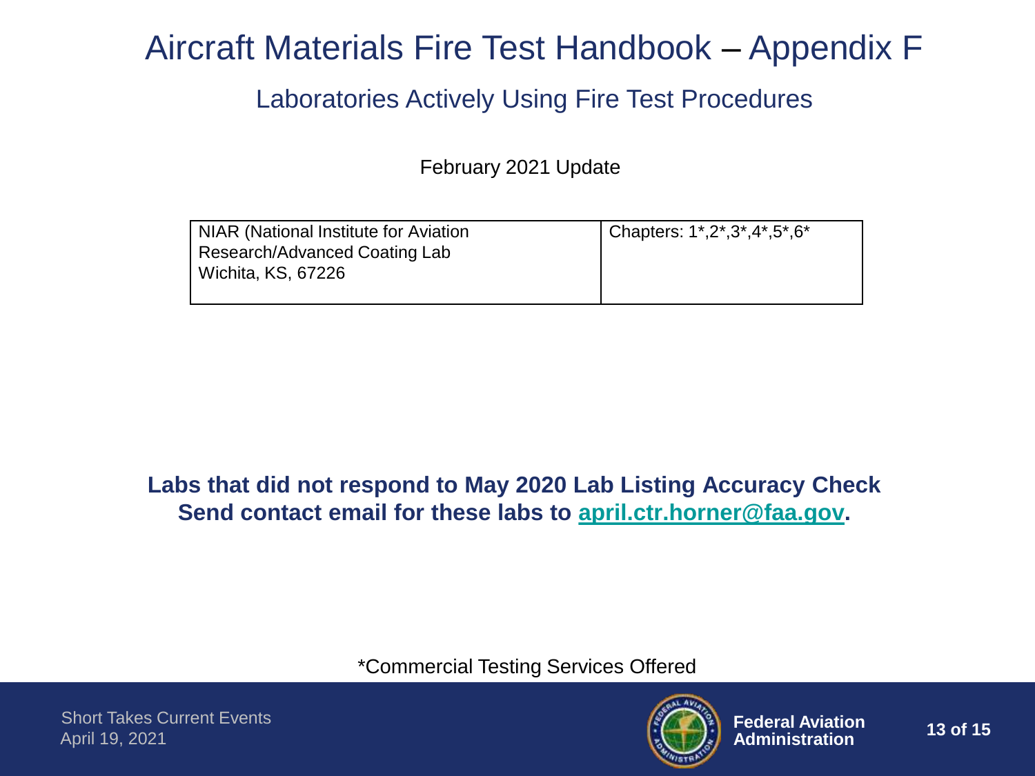# Aircraft Materials Fire Test Handbook – Appendix F

## Laboratories Actively Using Fire Test Procedures

February 2021 Update

| | |
|---|---|
| NIAR (National Institute for Aviation Research/Advanced Coating Lab<br>Wichita, KS, 67226 | Chapters: 1*,2*,3*,4*,5*,6* |

**Labs that did not respond to May 2020 Lab Listing Accuracy Check**
**Send contact email for these labs to april.ctr.horner@faa.gov.**

*Commercial Testing Services Offered

Short Takes Current Events
April 19, 2021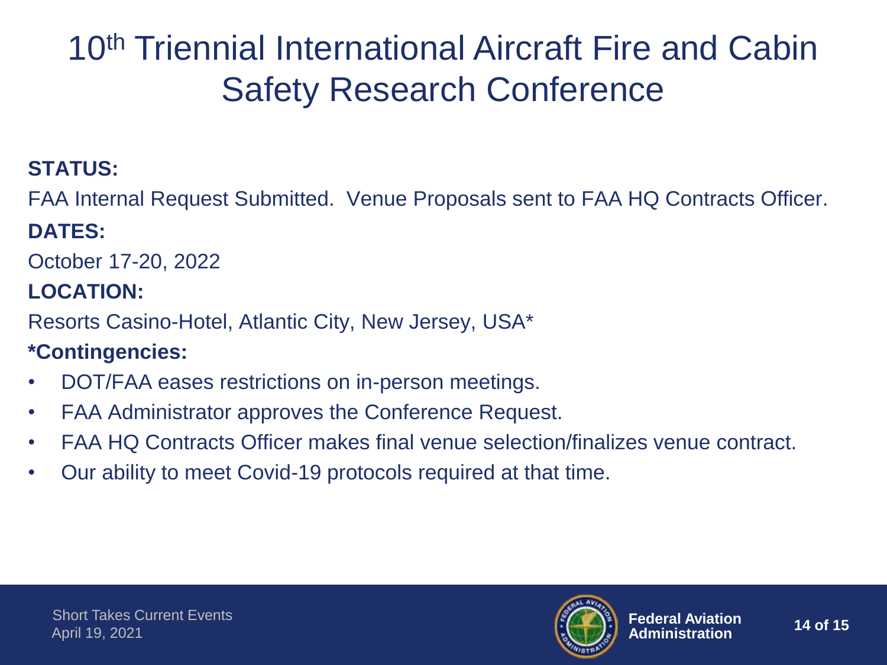# 10th Triennial International Aircraft Fire and Cabin Safety Research Conference

**STATUS:**

FAA Internal Request Submitted. Venue Proposals sent to FAA HQ Contracts Officer.

**DATES:**

October 17-20, 2022

**LOCATION:**

Resorts Casino-Hotel, Atlantic City, New Jersey, USA*

***Contingencies:**

- DOT/FAA eases restrictions on in-person meetings.
- FAA Administrator approves the Conference Request.
- FAA HQ Contracts Officer makes final venue selection/finalizes venue contract.
- Our ability to meet Covid-19 protocols required at that time.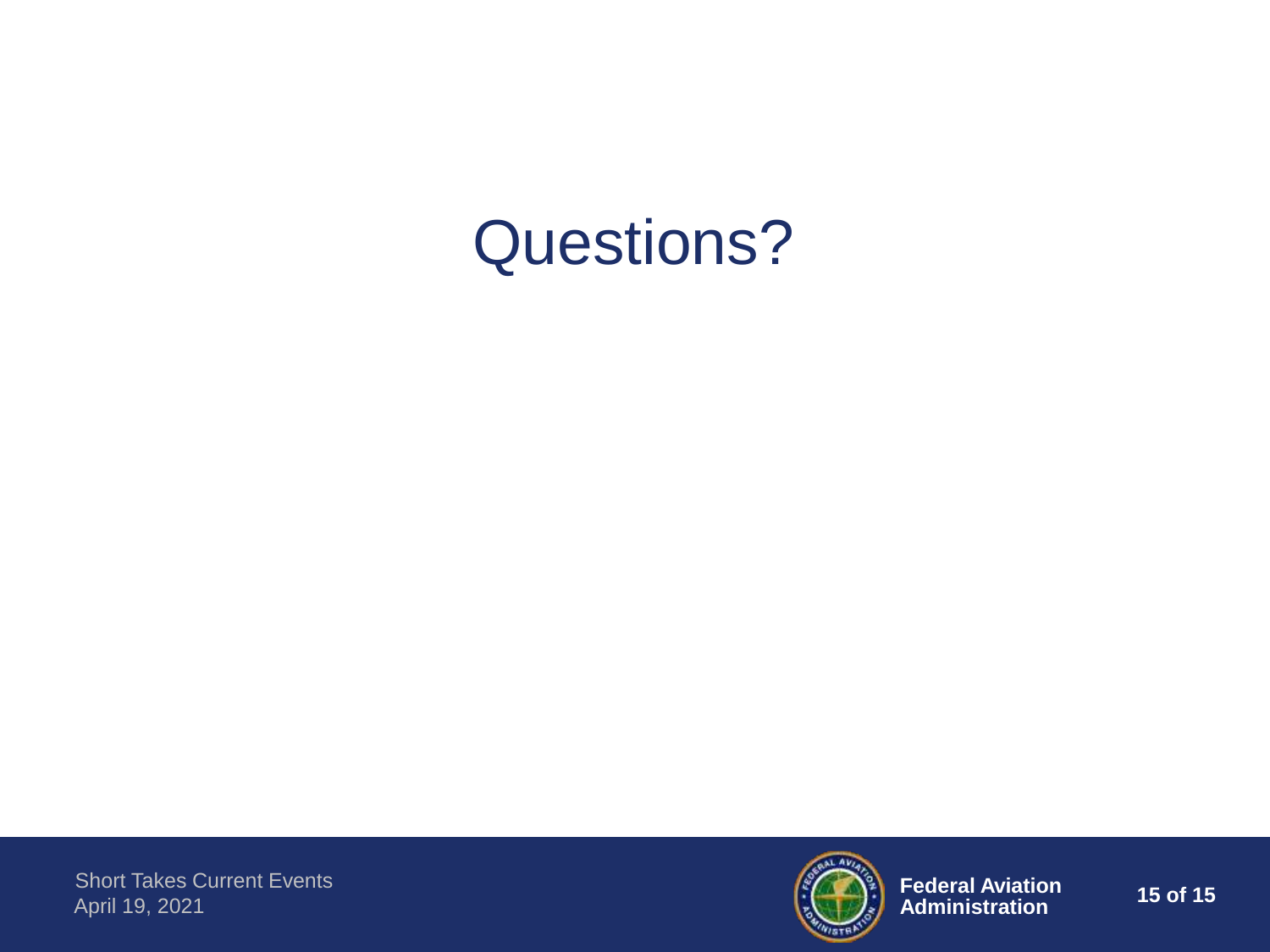# Questions?